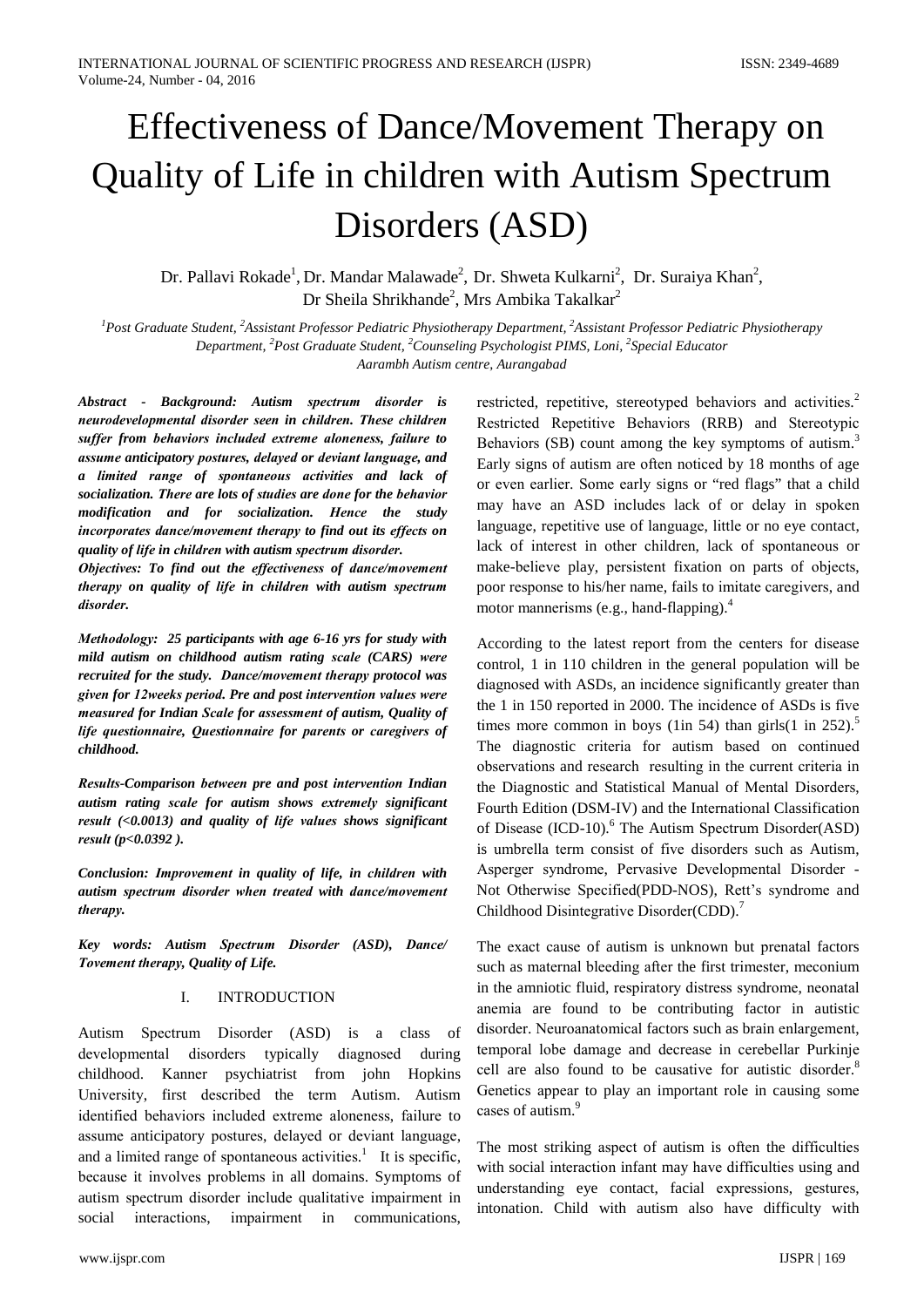# Effectiveness of Dance/Movement Therapy on Quality of Life in children with Autism Spectrum Disorders (ASD)

Dr. Pallavi Rokade[1], Dr. Mandar Malawade[2], Dr. Shweta Kulkarni[2], Dr. Suraiya Khan[2], Dr Sheila Shrikhande[2], Mrs Ambika Takalkar[2]

*[1]Post Graduate Student, [2]Assistant Professor Pediatric Physiotherapy Department, [2]Assistant Professor Pediatric Physiotherapy Department, [2]Post Graduate Student, [2]Counseling Psychologist PIMS, Loni, [2]Special Educator Aarambh Autism centre, Aurangabad*

***Abstract - Background: Autism spectrum disorder is neurodevelopmental disorder seen in children. These children suffer from behaviors included extreme aloneness, failure to assume anticipatory postures, delayed or deviant language, and a limited range of spontaneous activities and lack of socialization. There are lots of studies are done for the behavior modification and for socialization. Hence the study incorporates dance/movement therapy to find out its effects on quality of life in children with autism spectrum disorder.***

***Objectives: To find out the effectiveness of dance/movement therapy on quality of life in children with autism spectrum disorder.***

***Methodology: 25 participants with age 6-16 yrs for study with mild autism on childhood autism rating scale (CARS) were recruited for the study. Dance/movement therapy protocol was given for 12weeks period. Pre and post intervention values were measured for Indian Scale for assessment of autism, Quality of life questionnaire, Questionnaire for parents or caregivers of childhood.***

***Results-Comparison between pre and post intervention Indian autism rating scale for autism shows extremely significant result (<0.0013) and quality of life values shows significant result (p<0.0392 ).***

***Conclusion: Improvement in quality of life, in children with autism spectrum disorder when treated with dance/movement therapy.***

***Key words: Autism Spectrum Disorder (ASD), Dance/ Tovement therapy, Quality of Life.***

## I. INTRODUCTION

Autism Spectrum Disorder (ASD) is a class of developmental disorders typically diagnosed during childhood. Kanner psychiatrist from john Hopkins University, first described the term Autism. Autism identified behaviors included extreme aloneness, failure to assume anticipatory postures, delayed or deviant language, and a limited range of spontaneous activities.[1] It is specific, because it involves problems in all domains. Symptoms of autism spectrum disorder include qualitative impairment in social interactions, impairment in communications, restricted, repetitive, stereotyped behaviors and activities.[2] Restricted Repetitive Behaviors (RRB) and Stereotypic Behaviors (SB) count among the key symptoms of autism.[3] Early signs of autism are often noticed by 18 months of age or even earlier. Some early signs or "red flags" that a child may have an ASD includes lack of or delay in spoken language, repetitive use of language, little or no eye contact, lack of interest in other children, lack of spontaneous or make-believe play, persistent fixation on parts of objects, poor response to his/her name, fails to imitate caregivers, and motor mannerisms (e.g., hand-flapping).[4]

According to the latest report from the centers for disease control, 1 in 110 children in the general population will be diagnosed with ASDs, an incidence significantly greater than the 1 in 150 reported in 2000. The incidence of ASDs is five times more common in boys (1in 54) than girls(1 in 252).[5] The diagnostic criteria for autism based on continued observations and research resulting in the current criteria in the Diagnostic and Statistical Manual of Mental Disorders, Fourth Edition (DSM-IV) and the International Classification of Disease (ICD-10).[6] The Autism Spectrum Disorder(ASD) is umbrella term consist of five disorders such as Autism, Asperger syndrome, Pervasive Developmental Disorder - Not Otherwise Specified(PDD-NOS), Rett's syndrome and Childhood Disintegrative Disorder(CDD).[7]

The exact cause of autism is unknown but prenatal factors such as maternal bleeding after the first trimester, meconium in the amniotic fluid, respiratory distress syndrome, neonatal anemia are found to be contributing factor in autistic disorder. Neuroanatomical factors such as brain enlargement, temporal lobe damage and decrease in cerebellar Purkinje cell are also found to be causative for autistic disorder.[8] Genetics appear to play an important role in causing some cases of autism.[9]

The most striking aspect of autism is often the difficulties with social interaction infant may have difficulties using and understanding eye contact, facial expressions, gestures, intonation. Child with autism also have difficulty with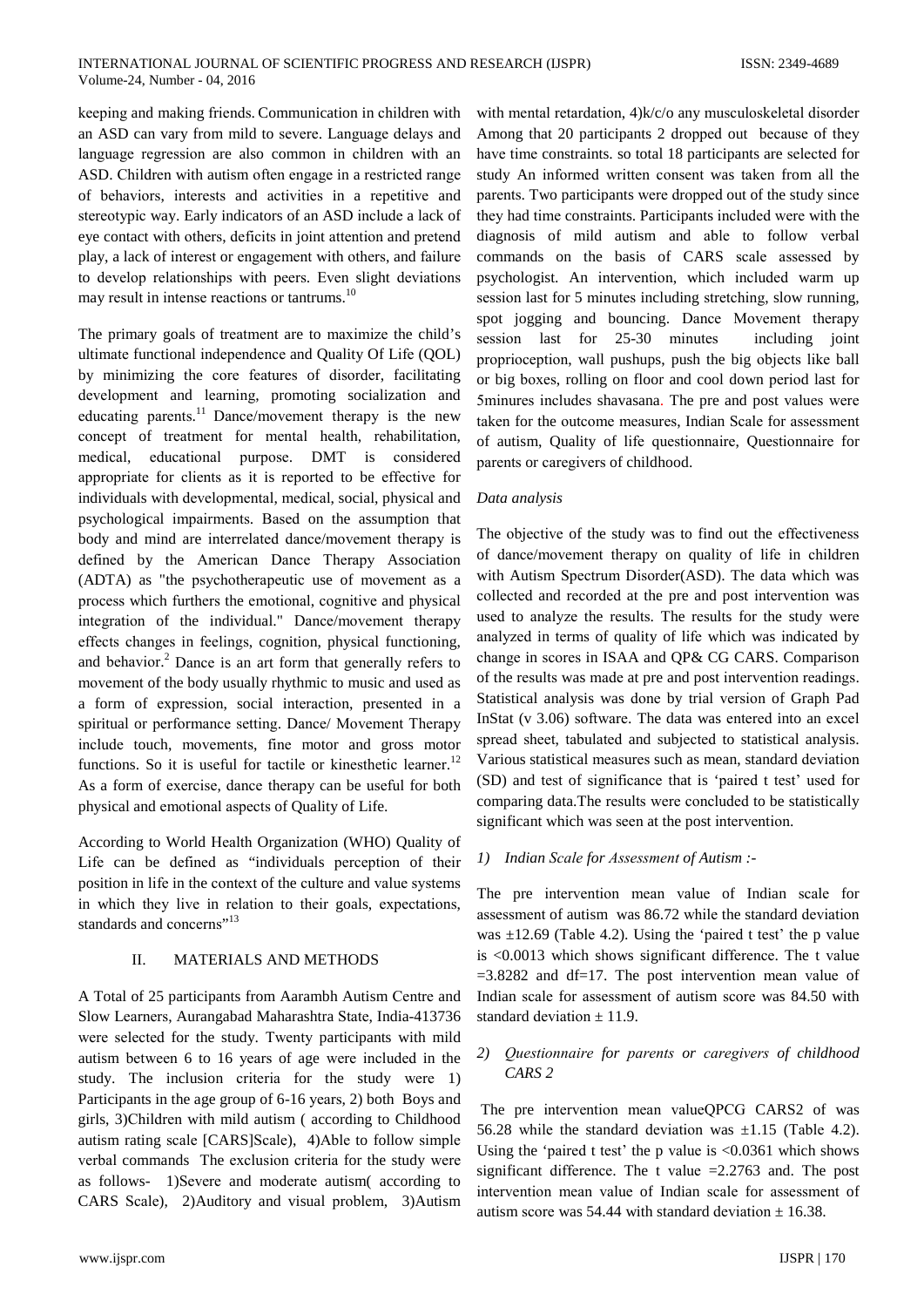keeping and making friends. Communication in children with an ASD can vary from mild to severe. Language delays and language regression are also common in children with an ASD. Children with autism often engage in a restricted range of behaviors, interests and activities in a repetitive and stereotypic way. Early indicators of an ASD include a lack of eye contact with others, deficits in joint attention and pretend play, a lack of interest or engagement with others, and failure to develop relationships with peers. Even slight deviations may result in intense reactions or tantrums.[10]

The primary goals of treatment are to maximize the child's ultimate functional independence and Quality Of Life (QOL) by minimizing the core features of disorder, facilitating development and learning, promoting socialization and educating parents.[11] Dance/movement therapy is the new concept of treatment for mental health, rehabilitation, medical, educational purpose. DMT is considered appropriate for clients as it is reported to be effective for individuals with developmental, medical, social, physical and psychological impairments. Based on the assumption that body and mind are interrelated dance/movement therapy is defined by the American Dance Therapy Association (ADTA) as "the psychotherapeutic use of movement as a process which furthers the emotional, cognitive and physical integration of the individual." Dance/movement therapy effects changes in feelings, cognition, physical functioning, and behavior.[2] Dance is an art form that generally refers to movement of the body usually rhythmic to music and used as a form of expression, social interaction, presented in a spiritual or performance setting. Dance/ Movement Therapy include touch, movements, fine motor and gross motor functions. So it is useful for tactile or kinesthetic learner.[12] As a form of exercise, dance therapy can be useful for both physical and emotional aspects of Quality of Life.

According to World Health Organization (WHO) Quality of Life can be defined as "individuals perception of their position in life in the context of the culture and value systems in which they live in relation to their goals, expectations, standards and concerns"[13]

## II. MATERIALS AND METHODS

A Total of 25 participants from Aarambh Autism Centre and Slow Learners, Aurangabad Maharashtra State, India-413736 were selected for the study. Twenty participants with mild autism between 6 to 16 years of age were included in the study. The inclusion criteria for the study were 1) Participants in the age group of 6-16 years, 2) both Boys and girls, 3)Children with mild autism ( according to Childhood autism rating scale [CARS]Scale), 4)Able to follow simple verbal commands The exclusion criteria for the study were as follows- 1)Severe and moderate autism( according to CARS Scale), 2)Auditory and visual problem, 3)Autism with mental retardation, 4)k/c/o any musculoskeletal disorder Among that 20 participants 2 dropped out because of they have time constraints. so total 18 participants are selected for study An informed written consent was taken from all the parents. Two participants were dropped out of the study since they had time constraints. Participants included were with the diagnosis of mild autism and able to follow verbal commands on the basis of CARS scale assessed by psychologist. An intervention, which included warm up session last for 5 minutes including stretching, slow running, spot jogging and bouncing. Dance Movement therapy session last for 25-30 minutes including joint proprioception, wall pushups, push the big objects like ball or big boxes, rolling on floor and cool down period last for 5minures includes shavasana. The pre and post values were taken for the outcome measures, Indian Scale for assessment of autism, Quality of life questionnaire, Questionnaire for parents or caregivers of childhood.

### *Data analysis*

The objective of the study was to find out the effectiveness of dance/movement therapy on quality of life in children with Autism Spectrum Disorder(ASD). The data which was collected and recorded at the pre and post intervention was used to analyze the results. The results for the study were analyzed in terms of quality of life which was indicated by change in scores in ISAA and QP& CG CARS. Comparison of the results was made at pre and post intervention readings. Statistical analysis was done by trial version of Graph Pad InStat (v 3.06) software. The data was entered into an excel spread sheet, tabulated and subjected to statistical analysis. Various statistical measures such as mean, standard deviation (SD) and test of significance that is 'paired t test' used for comparing data.The results were concluded to be statistically significant which was seen at the post intervention.

#### *1) Indian Scale for Assessment of Autism :-*

The pre intervention mean value of Indian scale for assessment of autism was 86.72 while the standard deviation was ±12.69 (Table 4.2). Using the 'paired t test' the p value is <0.0013 which shows significant difference. The t value =3.8282 and df=17. The post intervention mean value of Indian scale for assessment of autism score was 84.50 with standard deviation ± 11.9.

#### *2) Questionnaire for parents or caregivers of childhood CARS 2*

The pre intervention mean valueQPCG CARS2 of was 56.28 while the standard deviation was ±1.15 (Table 4.2). Using the 'paired t test' the p value is <0.0361 which shows significant difference. The t value =2.2763 and. The post intervention mean value of Indian scale for assessment of autism score was 54.44 with standard deviation ± 16.38.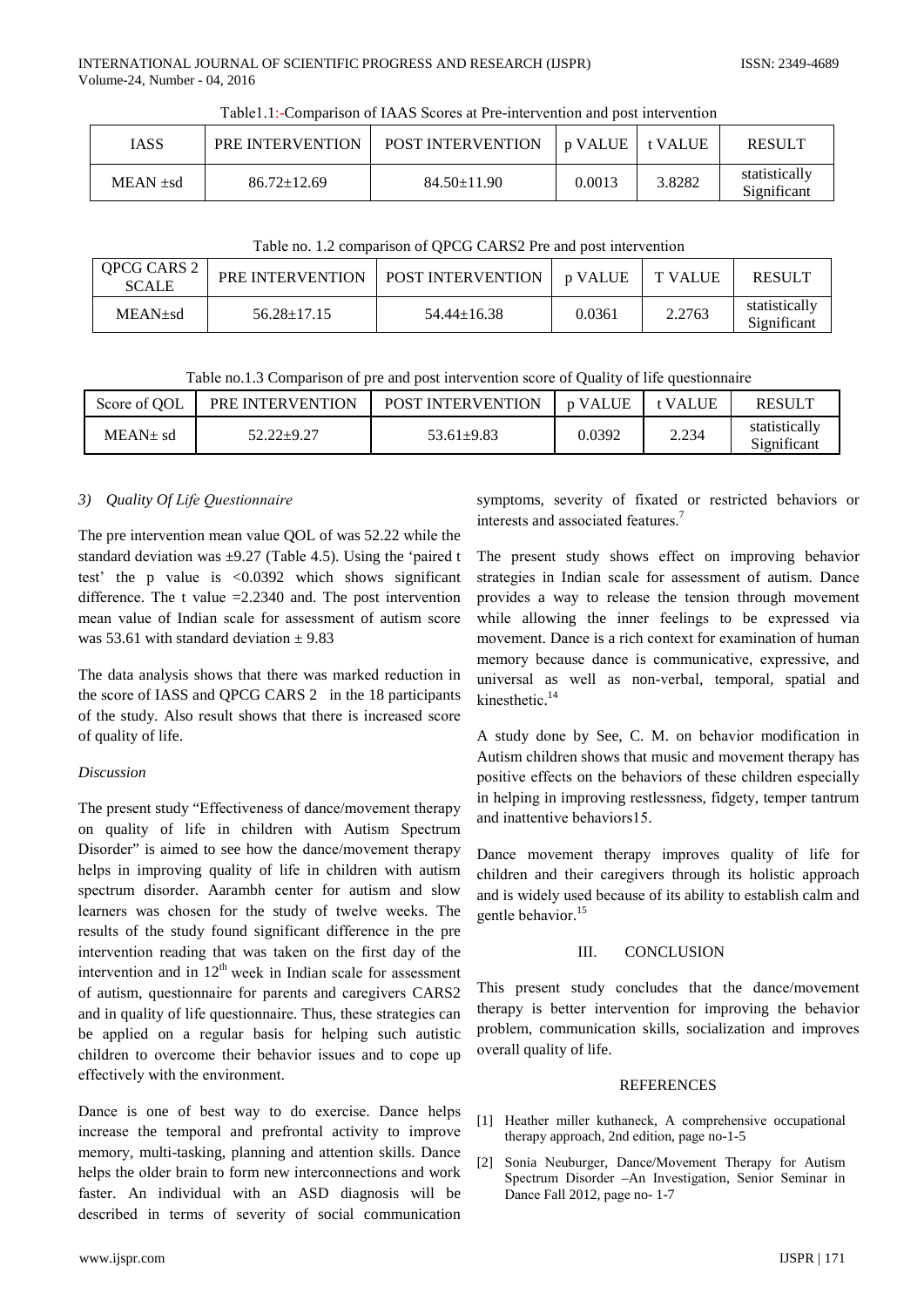Table1.1:-Comparison of IAAS Scores at Pre-intervention and post intervention

| IASS | PRE INTERVENTION | POST INTERVENTION | p VALUE | t VALUE | RESULT |
|---|---|---|---|---|---|
| MEAN ±sd | 86.72±12.69 | 84.50±11.90 | 0.0013 | 3.8282 | statistically Significant |

Table no. 1.2 comparison of QPCG CARS2 Pre and post intervention

| QPCG CARS 2 SCALE | PRE INTERVENTION | POST INTERVENTION | p VALUE | T VALUE | RESULT |
|---|---|---|---|---|---|
| MEAN±sd | 56.28±17.15 | 54.44±16.38 | 0.0361 | 2.2763 | statistically Significant |

Table no.1.3 Comparison of pre and post intervention score of Quality of life questionnaire

| Score of QOL | PRE INTERVENTION | POST INTERVENTION | p VALUE | t VALUE | RESULT |
|---|---|---|---|---|---|
| MEAN± sd | 52.22±9.27 | 53.61±9.83 | 0.0392 | 2.234 | statistically Significant |

*3) Quality Of Life Questionnaire*

The pre intervention mean value QOL of was 52.22 while the standard deviation was ±9.27 (Table 4.5). Using the 'paired t test' the p value is <0.0392 which shows significant difference. The t value =2.2340 and. The post intervention mean value of Indian scale for assessment of autism score was 53.61 with standard deviation ± 9.83

The data analysis shows that there was marked reduction in the score of IASS and QPCG CARS 2 in the 18 participants of the study. Also result shows that there is increased score of quality of life.

*Discussion*

The present study "Effectiveness of dance/movement therapy on quality of life in children with Autism Spectrum Disorder" is aimed to see how the dance/movement therapy helps in improving quality of life in children with autism spectrum disorder. Aarambh center for autism and slow learners was chosen for the study of twelve weeks. The results of the study found significant difference in the pre intervention reading that was taken on the first day of the intervention and in 12th week in Indian scale for assessment of autism, questionnaire for parents and caregivers CARS2 and in quality of life questionnaire. Thus, these strategies can be applied on a regular basis for helping such autistic children to overcome their behavior issues and to cope up effectively with the environment.

Dance is one of best way to do exercise. Dance helps increase the temporal and prefrontal activity to improve memory, multi-tasking, planning and attention skills. Dance helps the older brain to form new interconnections and work faster. An individual with an ASD diagnosis will be described in terms of severity of social communication symptoms, severity of fixated or restricted behaviors or interests and associated features.[7]

The present study shows effect on improving behavior strategies in Indian scale for assessment of autism. Dance provides a way to release the tension through movement while allowing the inner feelings to be expressed via movement. Dance is a rich context for examination of human memory because dance is communicative, expressive, and universal as well as non-verbal, temporal, spatial and kinesthetic.[14]

A study done by See, C. M. on behavior modification in Autism children shows that music and movement therapy has positive effects on the behaviors of these children especially in helping in improving restlessness, fidgety, temper tantrum and inattentive behaviors15.

Dance movement therapy improves quality of life for children and their caregivers through its holistic approach and is widely used because of its ability to establish calm and gentle behavior.[15]

## III. CONCLUSION

This present study concludes that the dance/movement therapy is better intervention for improving the behavior problem, communication skills, socialization and improves overall quality of life.

## REFERENCES

[1] Heather miller kuthaneck, A comprehensive occupational therapy approach, 2nd edition, page no-1-5

[2] Sonia Neuburger, Dance/Movement Therapy for Autism Spectrum Disorder –An Investigation, Senior Seminar in Dance Fall 2012, page no- 1-7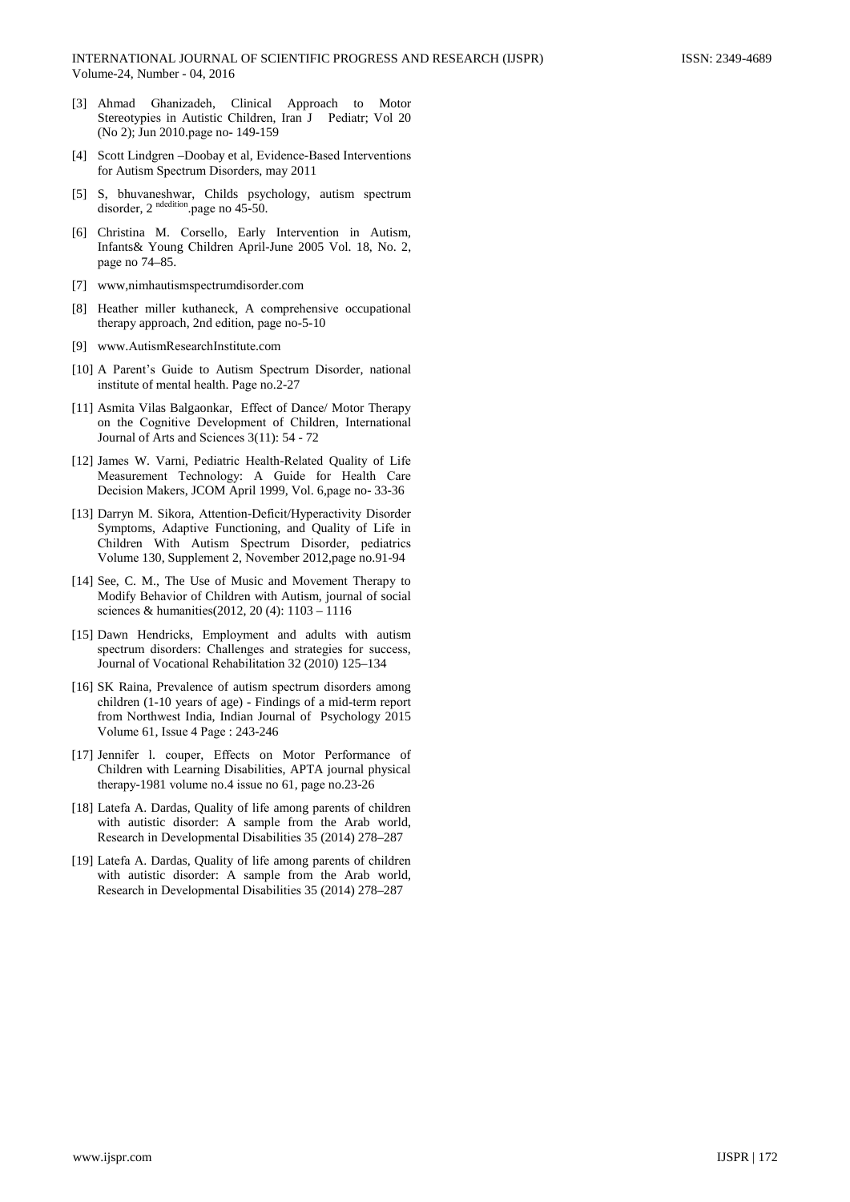[3] Ahmad Ghanizadeh, Clinical Approach to Motor Stereotypies in Autistic Children, Iran J Pediatr; Vol 20 (No 2); Jun 2010.page no- 149-159

[4] Scott Lindgren –Doobay et al, Evidence-Based Interventions for Autism Spectrum Disorders, may 2011

[5] S, bhuvaneshwar, Childs psychology, autism spectrum disorder, 2 ndedition.page no 45-50.

[6] Christina M. Corsello, Early Intervention in Autism, Infants& Young Children April-June 2005 Vol. 18, No. 2, page no 74–85.

[7] www,nimhautismspectrumdisorder.com

[8] Heather miller kuthaneck, A comprehensive occupational therapy approach, 2nd edition, page no-5-10

[9] www.AutismResearchInstitute.com

[10] A Parent's Guide to Autism Spectrum Disorder, national institute of mental health. Page no.2-27

[11] Asmita Vilas Balgaonkar, Effect of Dance/ Motor Therapy on the Cognitive Development of Children, International Journal of Arts and Sciences 3(11): 54 - 72

[12] James W. Varni, Pediatric Health-Related Quality of Life Measurement Technology: A Guide for Health Care Decision Makers, JCOM April 1999, Vol. 6,page no- 33-36

[13] Darryn M. Sikora, Attention-Deficit/Hyperactivity Disorder Symptoms, Adaptive Functioning, and Quality of Life in Children With Autism Spectrum Disorder, pediatrics Volume 130, Supplement 2, November 2012,page no.91-94

[14] See, C. M., The Use of Music and Movement Therapy to Modify Behavior of Children with Autism, journal of social sciences & humanities(2012, 20 (4): 1103 – 1116

[15] Dawn Hendricks, Employment and adults with autism spectrum disorders: Challenges and strategies for success, Journal of Vocational Rehabilitation 32 (2010) 125–134

[16] SK Raina, Prevalence of autism spectrum disorders among children (1-10 years of age) - Findings of a mid-term report from Northwest India, Indian Journal of Psychology 2015 Volume 61, Issue 4 Page : 243-246

[17] Jennifer l. couper, Effects on Motor Performance of Children with Learning Disabilities, APTA journal physical therapy-1981 volume no.4 issue no 61, page no.23-26

[18] Latefa A. Dardas, Quality of life among parents of children with autistic disorder: A sample from the Arab world, Research in Developmental Disabilities 35 (2014) 278–287

[19] Latefa A. Dardas, Quality of life among parents of children with autistic disorder: A sample from the Arab world, Research in Developmental Disabilities 35 (2014) 278–287